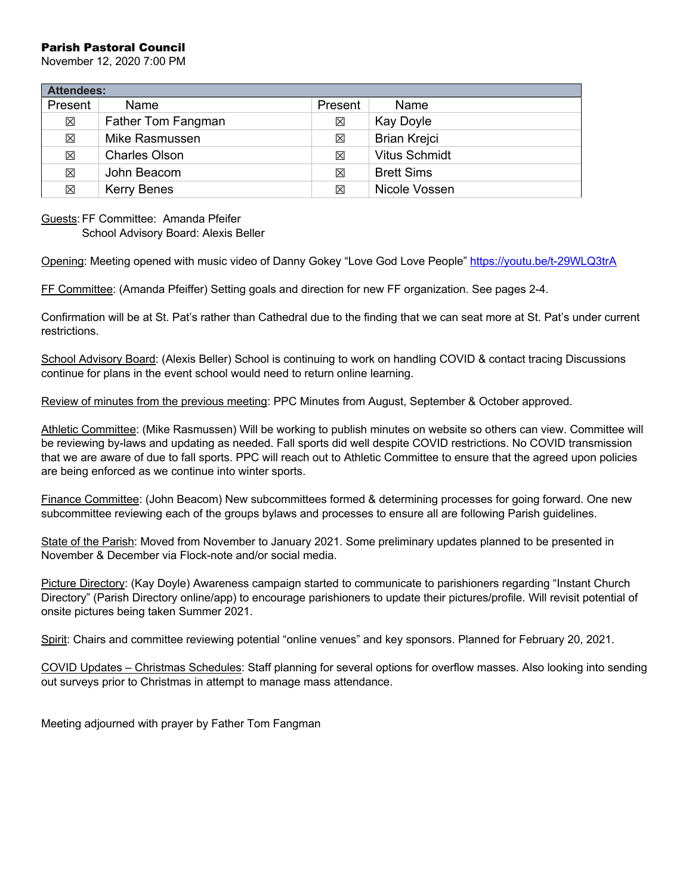**Parish Pastoral Council**

November 12, 2020 7:00 PM

| Attendees: | | | |
|---|---|---|---|
| Present | Name | Present | Name |
| ☒ | Father Tom Fangman | ☒ | Kay Doyle |
| ☒ | Mike Rasmussen | ☒ | Brian Krejci |
| ☒ | Charles Olson | ☒ | Vitus Schmidt |
| ☒ | John Beacom | ☒ | Brett Sims |
| ☒ | Kerry Benes | ☒ | Nicole Vossen |

Guests: FF Committee: Amanda Pfeifer
School Advisory Board: Alexis Beller

Opening: Meeting opened with music video of Danny Gokey "Love God Love People" https://youtu.be/t-29WLQ3trA

FF Committee: (Amanda Pfeiffer) Setting goals and direction for new FF organization. See pages 2-4.

Confirmation will be at St. Pat's rather than Cathedral due to the finding that we can seat more at St. Pat's under current restrictions.

School Advisory Board: (Alexis Beller) School is continuing to work on handling COVID & contact tracing Discussions continue for plans in the event school would need to return online learning.

Review of minutes from the previous meeting: PPC Minutes from August, September & October approved.

Athletic Committee: (Mike Rasmussen) Will be working to publish minutes on website so others can view. Committee will be reviewing by-laws and updating as needed. Fall sports did well despite COVID restrictions. No COVID transmission that we are aware of due to fall sports. PPC will reach out to Athletic Committee to ensure that the agreed upon policies are being enforced as we continue into winter sports.

Finance Committee: (John Beacom) New subcommittees formed & determining processes for going forward. One new subcommittee reviewing each of the groups bylaws and processes to ensure all are following Parish guidelines.

State of the Parish: Moved from November to January 2021. Some preliminary updates planned to be presented in November & December via Flock-note and/or social media.

Picture Directory: (Kay Doyle) Awareness campaign started to communicate to parishioners regarding "Instant Church Directory" (Parish Directory online/app) to encourage parishioners to update their pictures/profile. Will revisit potential of onsite pictures being taken Summer 2021.

Spirit: Chairs and committee reviewing potential "online venues" and key sponsors. Planned for February 20, 2021.

COVID Updates – Christmas Schedules: Staff planning for several options for overflow masses. Also looking into sending out surveys prior to Christmas in attempt to manage mass attendance.

Meeting adjourned with prayer by Father Tom Fangman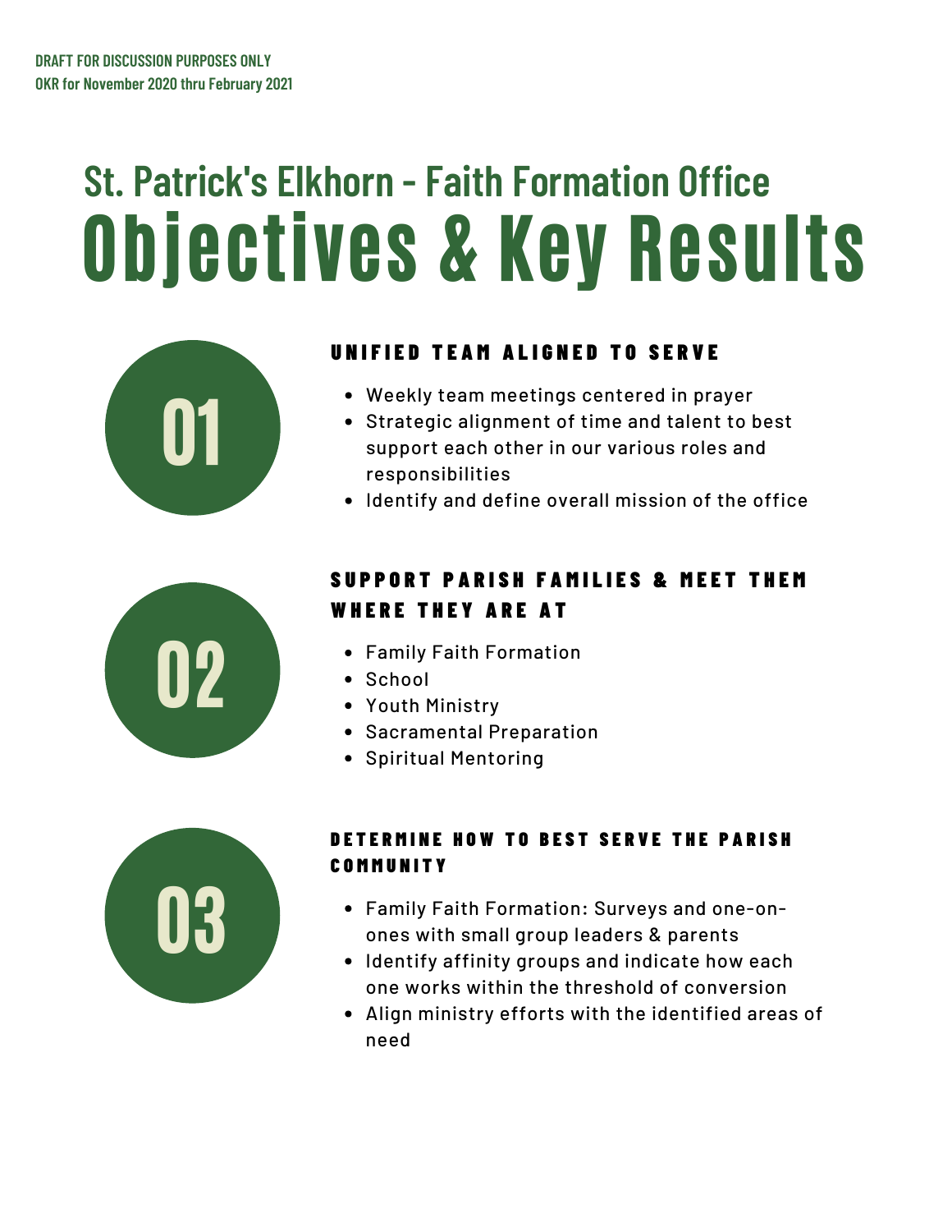DRAFT FOR DISCUSSION PURPOSES ONLY
OKR for November 2020 thru February 2021

## St. Patrick's Elkhorn - Faith Formation Office

# Objectives & Key Results

### 01 UNIFIED TEAM ALIGNED TO SERVE

- Weekly team meetings centered in prayer
- Strategic alignment of time and talent to best support each other in our various roles and responsibilities
- Identify and define overall mission of the office

### 02 SUPPORT PARISH FAMILIES & MEET THEM WHERE THEY ARE AT

- Family Faith Formation
- School
- Youth Ministry
- Sacramental Preparation
- Spiritual Mentoring

### 03 DETERMINE HOW TO BEST SERVE THE PARISH COMMUNITY

- Family Faith Formation: Surveys and one-on-ones with small group leaders & parents
- Identify affinity groups and indicate how each one works within the threshold of conversion
- Align ministry efforts with the identified areas of need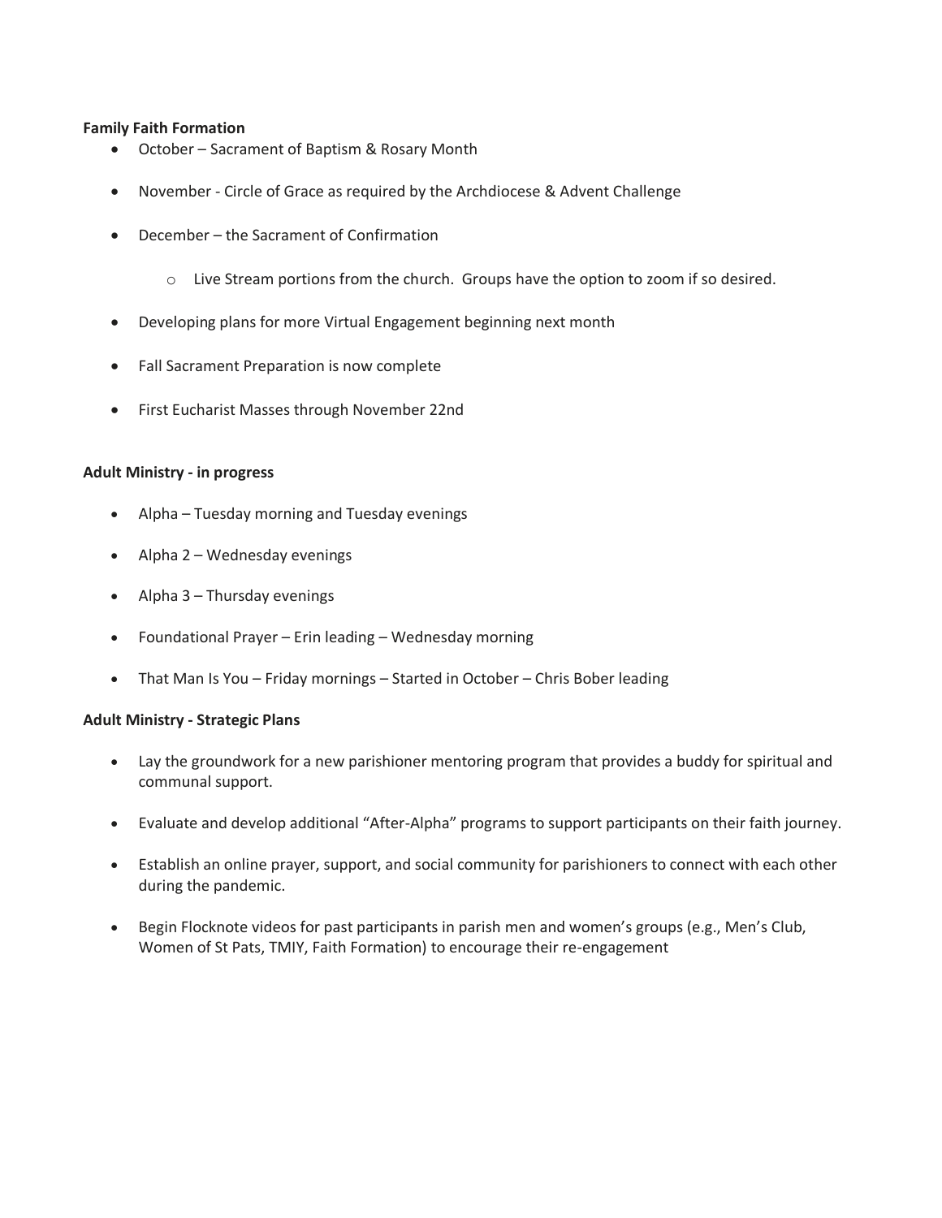**Family Faith Formation**

- October – Sacrament of Baptism & Rosary Month
- November - Circle of Grace as required by the Archdiocese & Advent Challenge
- December – the Sacrament of Confirmation
    - Live Stream portions from the church. Groups have the option to zoom if so desired.
- Developing plans for more Virtual Engagement beginning next month
- Fall Sacrament Preparation is now complete
- First Eucharist Masses through November 22nd

**Adult Ministry - in progress**

- Alpha – Tuesday morning and Tuesday evenings
- Alpha 2 – Wednesday evenings
- Alpha 3 – Thursday evenings
- Foundational Prayer – Erin leading – Wednesday morning
- That Man Is You – Friday mornings – Started in October – Chris Bober leading

**Adult Ministry - Strategic Plans**

- Lay the groundwork for a new parishioner mentoring program that provides a buddy for spiritual and communal support.
- Evaluate and develop additional "After-Alpha" programs to support participants on their faith journey.
- Establish an online prayer, support, and social community for parishioners to connect with each other during the pandemic.
- Begin Flocknote videos for past participants in parish men and women's groups (e.g., Men's Club, Women of St Pats, TMIY, Faith Formation) to encourage their re-engagement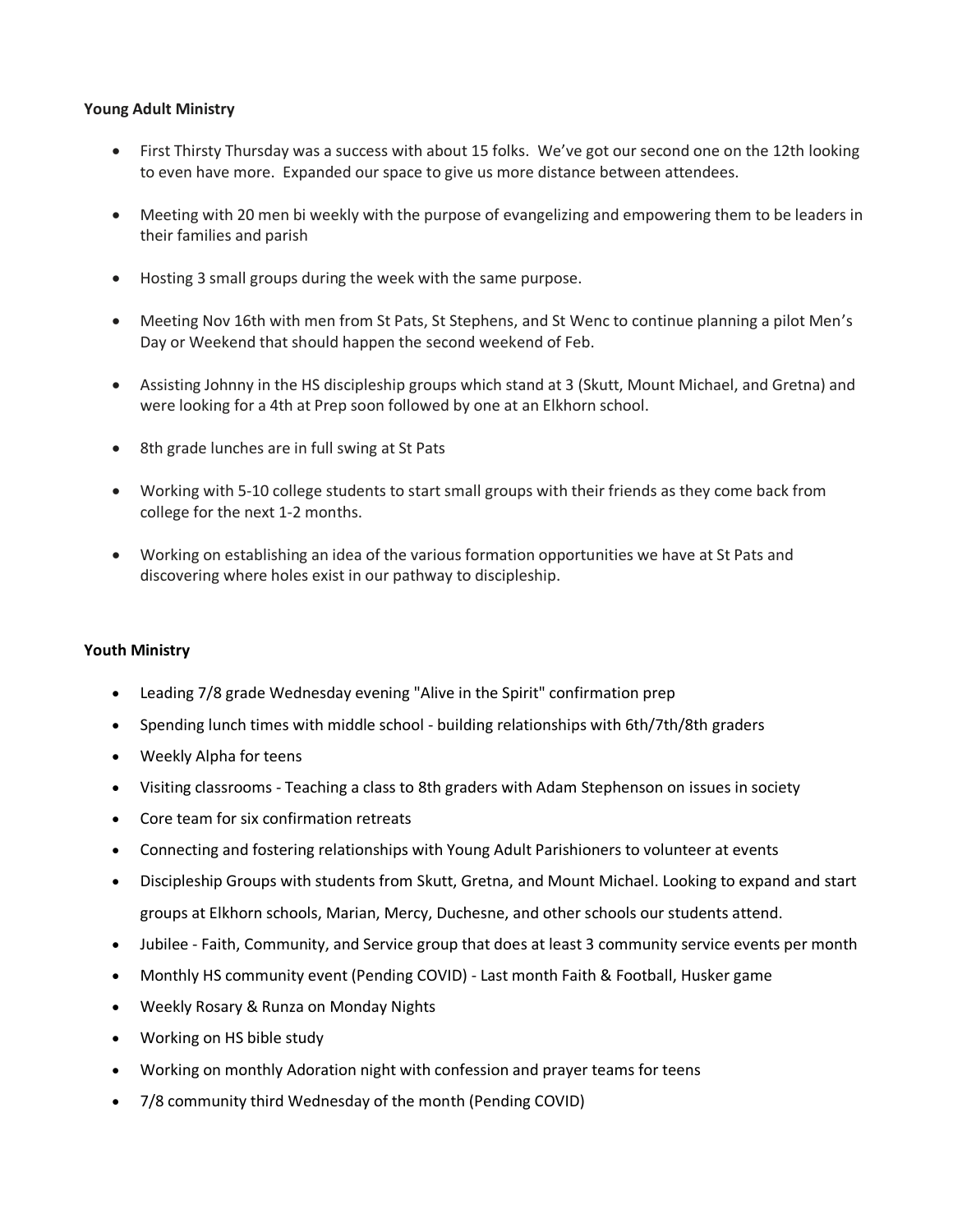**Young Adult Ministry**

- First Thirsty Thursday was a success with about 15 folks. We've got our second one on the 12th looking to even have more. Expanded our space to give us more distance between attendees.
- Meeting with 20 men bi weekly with the purpose of evangelizing and empowering them to be leaders in their families and parish
- Hosting 3 small groups during the week with the same purpose.
- Meeting Nov 16th with men from St Pats, St Stephens, and St Wenc to continue planning a pilot Men's Day or Weekend that should happen the second weekend of Feb.
- Assisting Johnny in the HS discipleship groups which stand at 3 (Skutt, Mount Michael, and Gretna) and were looking for a 4th at Prep soon followed by one at an Elkhorn school.
- 8th grade lunches are in full swing at St Pats
- Working with 5-10 college students to start small groups with their friends as they come back from college for the next 1-2 months.
- Working on establishing an idea of the various formation opportunities we have at St Pats and discovering where holes exist in our pathway to discipleship.

**Youth Ministry**

- Leading 7/8 grade Wednesday evening "Alive in the Spirit" confirmation prep
- Spending lunch times with middle school - building relationships with 6th/7th/8th graders
- Weekly Alpha for teens
- Visiting classrooms - Teaching a class to 8th graders with Adam Stephenson on issues in society
- Core team for six confirmation retreats
- Connecting and fostering relationships with Young Adult Parishioners to volunteer at events
- Discipleship Groups with students from Skutt, Gretna, and Mount Michael. Looking to expand and start groups at Elkhorn schools, Marian, Mercy, Duchesne, and other schools our students attend.
- Jubilee - Faith, Community, and Service group that does at least 3 community service events per month
- Monthly HS community event (Pending COVID) - Last month Faith & Football, Husker game
- Weekly Rosary & Runza on Monday Nights
- Working on HS bible study
- Working on monthly Adoration night with confession and prayer teams for teens
- 7/8 community third Wednesday of the month (Pending COVID)